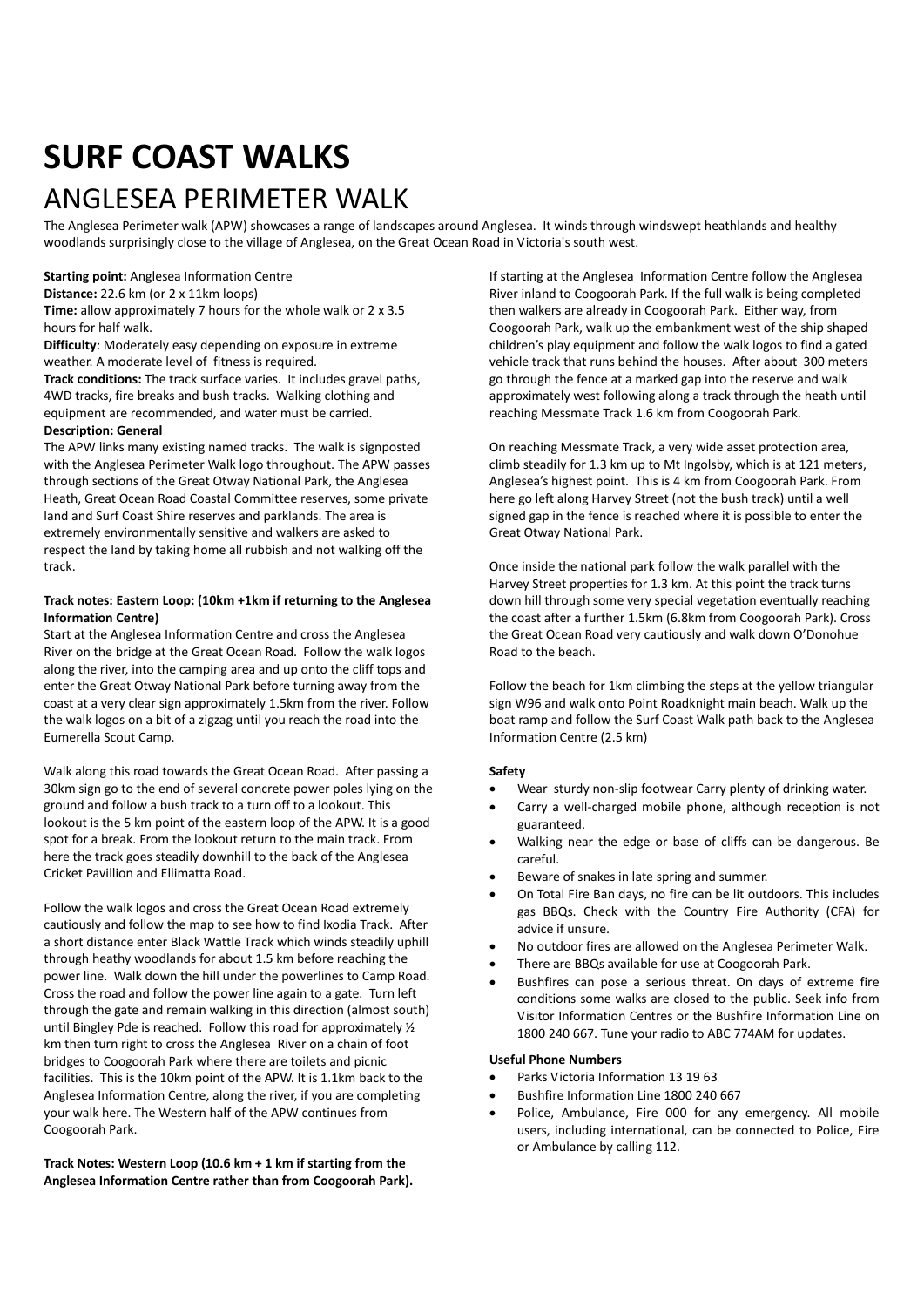# SURF COAST WALKS

## ANGLESEA PERIMETER WALK

The Anglesea Perimeter walk (APW) showcases a range of landscapes around Anglesea. It winds through windswept heathlands and healthy woodlands surprisingly close to the village of Anglesea, on the Great Ocean Road in Victoria's south west.

**Starting point:** Anglesea Information Centre

**Distance:** 22.6 km (or 2 x 11km loops)

**Time:** allow approximately 7 hours for the whole walk or 2 x 3.5 hours for half walk.

**Difficulty**: Moderately easy depending on exposure in extreme weather. A moderate level of fitness is required.

**Track conditions:** The track surface varies. It includes gravel paths, 4WD tracks, fire breaks and bush tracks. Walking clothing and equipment are recommended, and water must be carried.

**Description: General**

The APW links many existing named tracks. The walk is signposted with the Anglesea Perimeter Walk logo throughout. The APW passes through sections of the Great Otway National Park, the Anglesea Heath, Great Ocean Road Coastal Committee reserves, some private land and Surf Coast Shire reserves and parklands. The area is extremely environmentally sensitive and walkers are asked to respect the land by taking home all rubbish and not walking off the track.

**Track notes: Eastern Loop: (10km +1km if returning to the Anglesea Information Centre)**

Start at the Anglesea Information Centre and cross the Anglesea River on the bridge at the Great Ocean Road. Follow the walk logos along the river, into the camping area and up onto the cliff tops and enter the Great Otway National Park before turning away from the coast at a very clear sign approximately 1.5km from the river. Follow the walk logos on a bit of a zigzag until you reach the road into the Eumerella Scout Camp.

Walk along this road towards the Great Ocean Road. After passing a 30km sign go to the end of several concrete power poles lying on the ground and follow a bush track to a turn off to a lookout. This lookout is the 5 km point of the eastern loop of the APW. It is a good spot for a break. From the lookout return to the main track. From here the track goes steadily downhill to the back of the Anglesea Cricket Pavillion and Ellimatta Road.

Follow the walk logos and cross the Great Ocean Road extremely cautiously and follow the map to see how to find Ixodia Track. After a short distance enter Black Wattle Track which winds steadily uphill through heathy woodlands for about 1.5 km before reaching the power line. Walk down the hill under the powerlines to Camp Road. Cross the road and follow the power line again to a gate. Turn left through the gate and remain walking in this direction (almost south) until Bingley Pde is reached. Follow this road for approximately ½ km then turn right to cross the Anglesea River on a chain of foot bridges to Coogoorah Park where there are toilets and picnic facilities. This is the 10km point of the APW. It is 1.1km back to the Anglesea Information Centre, along the river, if you are completing your walk here. The Western half of the APW continues from Coogoorah Park.

**Track Notes: Western Loop (10.6 km + 1 km if starting from the Anglesea Information Centre rather than from Coogoorah Park).**

If starting at the Anglesea Information Centre follow the Anglesea River inland to Coogoorah Park. If the full walk is being completed then walkers are already in Coogoorah Park. Either way, from Coogoorah Park, walk up the embankment west of the ship shaped children's play equipment and follow the walk logos to find a gated vehicle track that runs behind the houses. After about 300 meters go through the fence at a marked gap into the reserve and walk approximately west following along a track through the heath until reaching Messmate Track 1.6 km from Coogoorah Park.

On reaching Messmate Track, a very wide asset protection area, climb steadily for 1.3 km up to Mt Ingolsby, which is at 121 meters, Anglesea's highest point. This is 4 km from Coogoorah Park. From here go left along Harvey Street (not the bush track) until a well signed gap in the fence is reached where it is possible to enter the Great Otway National Park.

Once inside the national park follow the walk parallel with the Harvey Street properties for 1.3 km. At this point the track turns down hill through some very special vegetation eventually reaching the coast after a further 1.5km (6.8km from Coogoorah Park). Cross the Great Ocean Road very cautiously and walk down O'Donohue Road to the beach.

Follow the beach for 1km climbing the steps at the yellow triangular sign W96 and walk onto Point Roadknight main beach. Walk up the boat ramp and follow the Surf Coast Walk path back to the Anglesea Information Centre (2.5 km)

**Safety**

- Wear sturdy non-slip footwear Carry plenty of drinking water.
- Carry a well-charged mobile phone, although reception is not guaranteed.
- Walking near the edge or base of cliffs can be dangerous. Be careful.
- Beware of snakes in late spring and summer.
- On Total Fire Ban days, no fire can be lit outdoors. This includes gas BBQs. Check with the Country Fire Authority (CFA) for advice if unsure.
- No outdoor fires are allowed on the Anglesea Perimeter Walk.
- There are BBQs available for use at Coogoorah Park.
- Bushfires can pose a serious threat. On days of extreme fire conditions some walks are closed to the public. Seek info from Visitor Information Centres or the Bushfire Information Line on 1800 240 667. Tune your radio to ABC 774AM for updates.

**Useful Phone Numbers**

- Parks Victoria Information 13 19 63
- Bushfire Information Line 1800 240 667
- Police, Ambulance, Fire 000 for any emergency. All mobile users, including international, can be connected to Police, Fire or Ambulance by calling 112.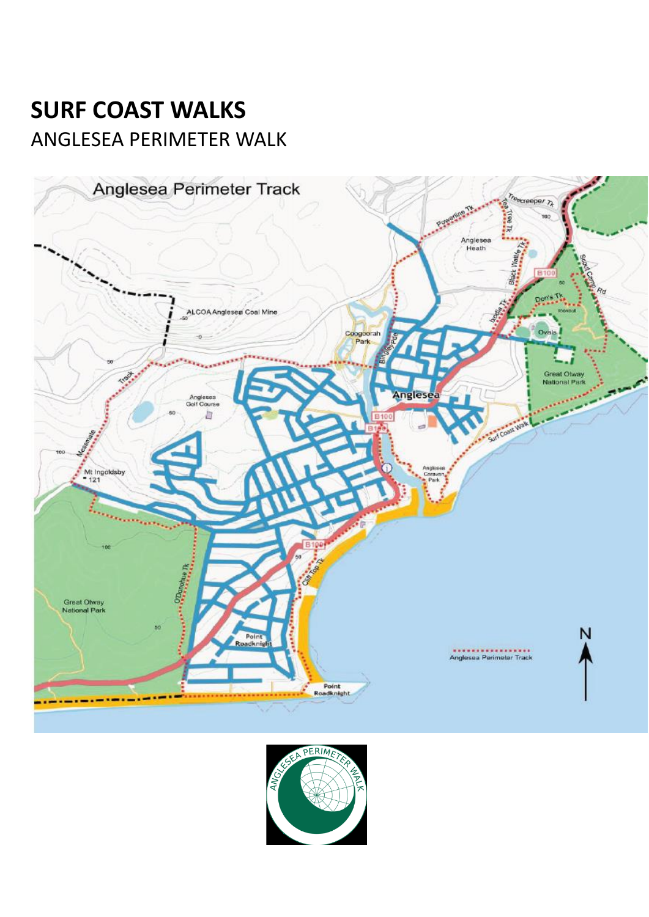# SURF COAST WALKS

## ANGLESEA PERIMETER WALK

Anglesea Perimeter Track

Treecreeper Tk
Powerline Tk
Tea Tree Tk
Anglesea Heath
Black Wattle Tk
B100
Scout Camp Rd
Don's Tk
lookout
Ivodia Tk
ALCOA Anglesea Coal Mine
Coogoorah Park
Bingley Pde
Ovals
Great Otway National Park
Track
Anglesea
Anglesea Golf Course
B100
B100
Surf Coast Walk
Messmate
Mt Ingoldsby 121
Anglesea Caravan Park
B100
Cliff Top Tk
O'Donohue Tk
Great Otway National Park
Point Roadknight
Point Roadknight
Anglesea Perimeter Track
N

ANGLESEA PERIMETER WALK